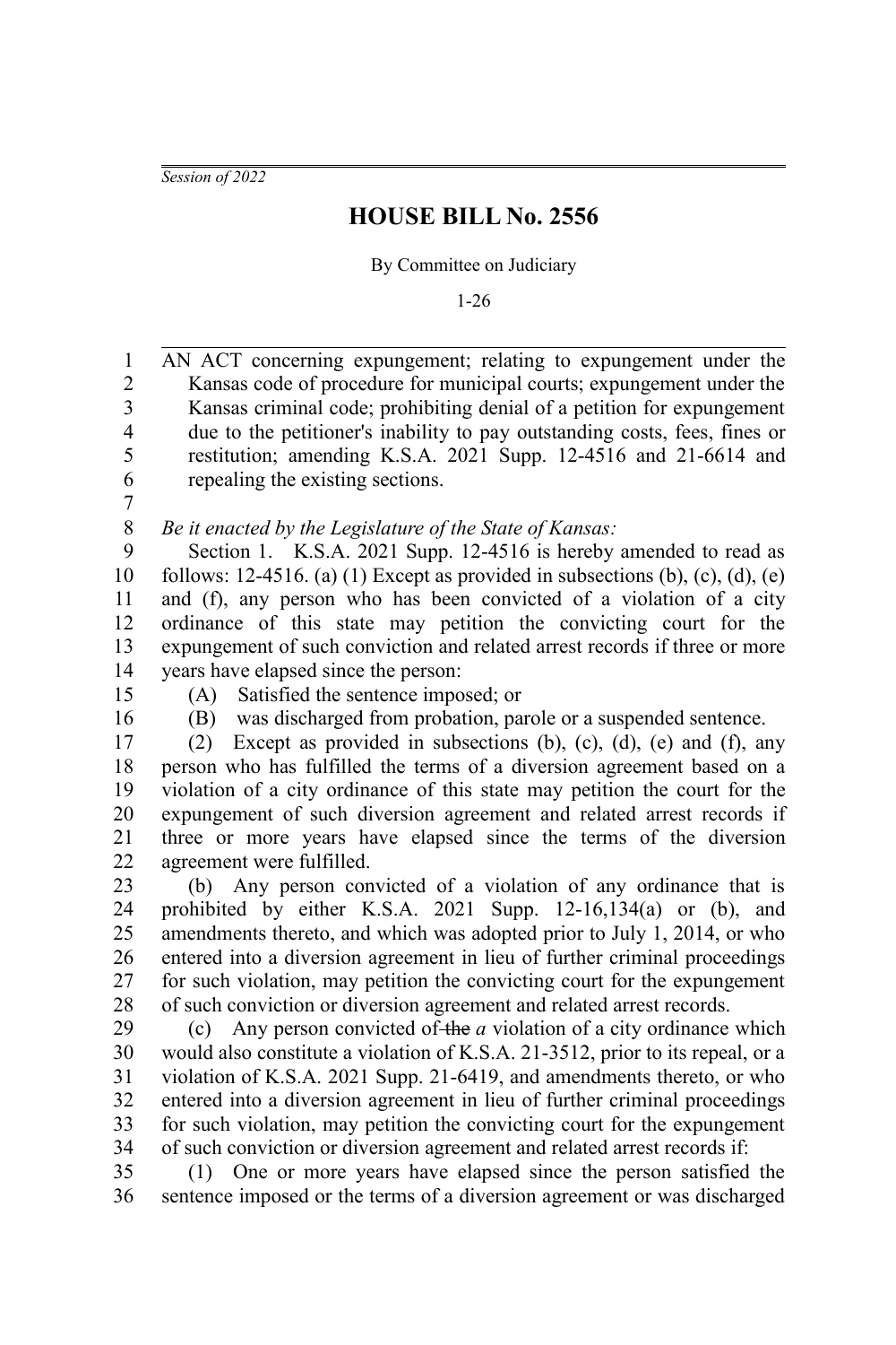*Session of 2022*

# HOUSE BILL No. 2556

By Committee on Judiciary

1-26

AN ACT concerning expungement; relating to expungement under the Kansas code of procedure for municipal courts; expungement under the Kansas criminal code; prohibiting denial of a petition for expungement due to the petitioner's inability to pay outstanding costs, fees, fines or restitution; amending K.S.A. 2021 Supp. 12-4516 and 21-6614 and repealing the existing sections.

*Be it enacted by the Legislature of the State of Kansas:*

Section 1. K.S.A. 2021 Supp. 12-4516 is hereby amended to read as follows: 12-4516. (a) (1) Except as provided in subsections (b), (c), (d), (e) and (f), any person who has been convicted of a violation of a city ordinance of this state may petition the convicting court for the expungement of such conviction and related arrest records if three or more years have elapsed since the person:

(A) Satisfied the sentence imposed; or

(B) was discharged from probation, parole or a suspended sentence.

(2) Except as provided in subsections (b), (c), (d), (e) and (f), any person who has fulfilled the terms of a diversion agreement based on a violation of a city ordinance of this state may petition the court for the expungement of such diversion agreement and related arrest records if three or more years have elapsed since the terms of the diversion agreement were fulfilled.

(b) Any person convicted of a violation of any ordinance that is prohibited by either K.S.A. 2021 Supp. 12-16,134(a) or (b), and amendments thereto, and which was adopted prior to July 1, 2014, or who entered into a diversion agreement in lieu of further criminal proceedings for such violation, may petition the convicting court for the expungement of such conviction or diversion agreement and related arrest records.

(c) Any person convicted of ~~the~~ *a* violation of a city ordinance which would also constitute a violation of K.S.A. 21-3512, prior to its repeal, or a violation of K.S.A. 2021 Supp. 21-6419, and amendments thereto, or who entered into a diversion agreement in lieu of further criminal proceedings for such violation, may petition the convicting court for the expungement of such conviction or diversion agreement and related arrest records if:

(1) One or more years have elapsed since the person satisfied the sentence imposed or the terms of a diversion agreement or was discharged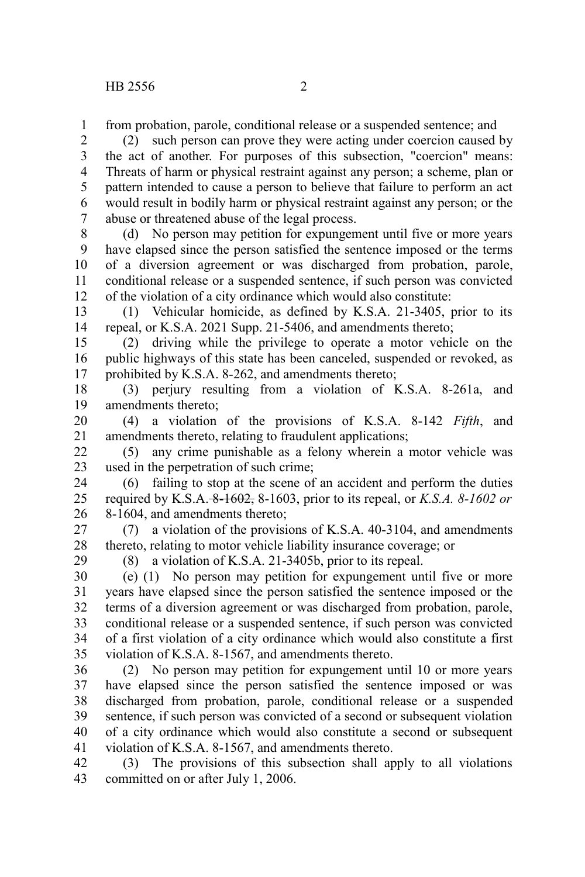from probation, parole, conditional release or a suspended sentence; and

(2) such person can prove they were acting under coercion caused by the act of another. For purposes of this subsection, "coercion" means: Threats of harm or physical restraint against any person; a scheme, plan or pattern intended to cause a person to believe that failure to perform an act would result in bodily harm or physical restraint against any person; or the abuse or threatened abuse of the legal process.

(d) No person may petition for expungement until five or more years have elapsed since the person satisfied the sentence imposed or the terms of a diversion agreement or was discharged from probation, parole, conditional release or a suspended sentence, if such person was convicted of the violation of a city ordinance which would also constitute:

(1) Vehicular homicide, as defined by K.S.A. 21-3405, prior to its repeal, or K.S.A. 2021 Supp. 21-5406, and amendments thereto;

(2) driving while the privilege to operate a motor vehicle on the public highways of this state has been canceled, suspended or revoked, as prohibited by K.S.A. 8-262, and amendments thereto;

(3) perjury resulting from a violation of K.S.A. 8-261a, and amendments thereto;

(4) a violation of the provisions of K.S.A. 8-142 *Fifth*, and amendments thereto, relating to fraudulent applications;

(5) any crime punishable as a felony wherein a motor vehicle was used in the perpetration of such crime;

(6) failing to stop at the scene of an accident and perform the duties required by K.S.A. ~~8-1602,~~ 8-1603, prior to its repeal, or *K.S.A. 8-1602 or* 8-1604, and amendments thereto;

(7) a violation of the provisions of K.S.A. 40-3104, and amendments thereto, relating to motor vehicle liability insurance coverage; or

(8) a violation of K.S.A. 21-3405b, prior to its repeal.

(e) (1) No person may petition for expungement until five or more years have elapsed since the person satisfied the sentence imposed or the terms of a diversion agreement or was discharged from probation, parole, conditional release or a suspended sentence, if such person was convicted of a first violation of a city ordinance which would also constitute a first violation of K.S.A. 8-1567, and amendments thereto.

(2) No person may petition for expungement until 10 or more years have elapsed since the person satisfied the sentence imposed or was discharged from probation, parole, conditional release or a suspended sentence, if such person was convicted of a second or subsequent violation of a city ordinance which would also constitute a second or subsequent violation of K.S.A. 8-1567, and amendments thereto.

(3) The provisions of this subsection shall apply to all violations committed on or after July 1, 2006.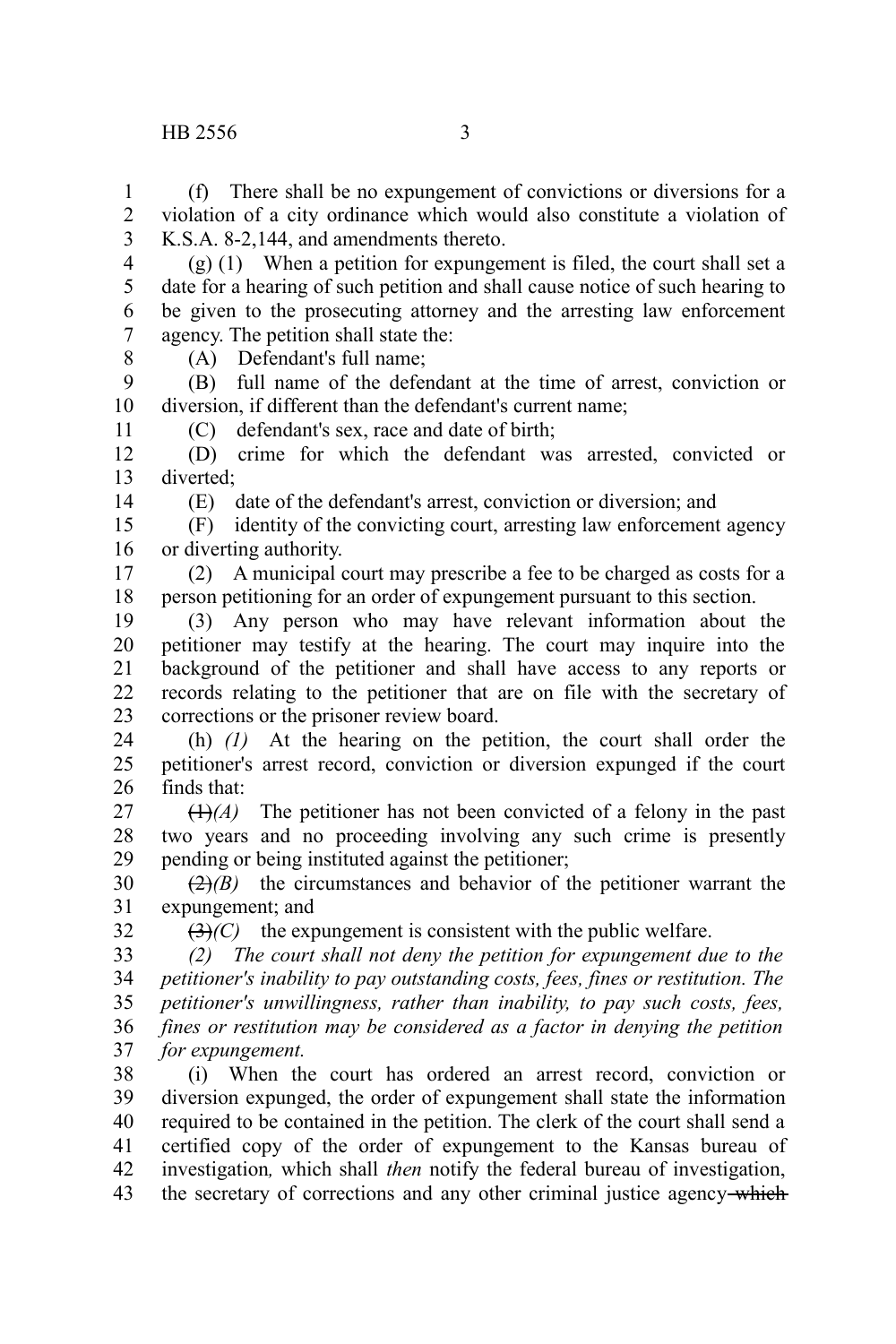(f) There shall be no expungement of convictions or diversions for a violation of a city ordinance which would also constitute a violation of K.S.A. 8-2,144, and amendments thereto.

(g) (1) When a petition for expungement is filed, the court shall set a date for a hearing of such petition and shall cause notice of such hearing to be given to the prosecuting attorney and the arresting law enforcement agency. The petition shall state the:

(A) Defendant's full name;

(B) full name of the defendant at the time of arrest, conviction or diversion, if different than the defendant's current name;

(C) defendant's sex, race and date of birth;

(D) crime for which the defendant was arrested, convicted or diverted;

(E) date of the defendant's arrest, conviction or diversion; and

(F) identity of the convicting court, arresting law enforcement agency or diverting authority.

(2) A municipal court may prescribe a fee to be charged as costs for a person petitioning for an order of expungement pursuant to this section.

(3) Any person who may have relevant information about the petitioner may testify at the hearing. The court may inquire into the background of the petitioner and shall have access to any reports or records relating to the petitioner that are on file with the secretary of corrections or the prisoner review board.

(h) *(1)* At the hearing on the petition, the court shall order the petitioner's arrest record, conviction or diversion expunged if the court finds that:

~~(1)~~*(A)* The petitioner has not been convicted of a felony in the past two years and no proceeding involving any such crime is presently pending or being instituted against the petitioner;

~~(2)~~*(B)* the circumstances and behavior of the petitioner warrant the expungement; and

~~(3)~~*(C)* the expungement is consistent with the public welfare.

*(2) The court shall not deny the petition for expungement due to the petitioner's inability to pay outstanding costs, fees, fines or restitution. The petitioner's unwillingness, rather than inability, to pay such costs, fees, fines or restitution may be considered as a factor in denying the petition for expungement.*

(i) When the court has ordered an arrest record, conviction or diversion expunged, the order of expungement shall state the information required to be contained in the petition. The clerk of the court shall send a certified copy of the order of expungement to the Kansas bureau of investigation*,* which shall *then* notify the federal bureau of investigation, the secretary of corrections and any other criminal justice agency ~~which~~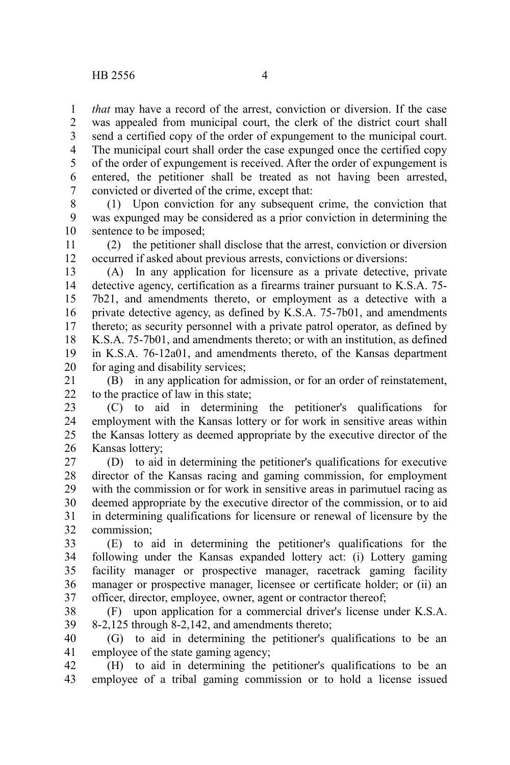*that* may have a record of the arrest, conviction or diversion. If the case was appealed from municipal court, the clerk of the district court shall send a certified copy of the order of expungement to the municipal court. The municipal court shall order the case expunged once the certified copy of the order of expungement is received. After the order of expungement is entered, the petitioner shall be treated as not having been arrested, convicted or diverted of the crime, except that:

(1) Upon conviction for any subsequent crime, the conviction that was expunged may be considered as a prior conviction in determining the sentence to be imposed;

(2) the petitioner shall disclose that the arrest, conviction or diversion occurred if asked about previous arrests, convictions or diversions:

(A) In any application for licensure as a private detective, private detective agency, certification as a firearms trainer pursuant to K.S.A. 75-7b21, and amendments thereto, or employment as a detective with a private detective agency, as defined by K.S.A. 75-7b01, and amendments thereto; as security personnel with a private patrol operator, as defined by K.S.A. 75-7b01, and amendments thereto; or with an institution, as defined in K.S.A. 76-12a01, and amendments thereto, of the Kansas department for aging and disability services;

(B) in any application for admission, or for an order of reinstatement, to the practice of law in this state;

(C) to aid in determining the petitioner's qualifications for employment with the Kansas lottery or for work in sensitive areas within the Kansas lottery as deemed appropriate by the executive director of the Kansas lottery;

(D) to aid in determining the petitioner's qualifications for executive director of the Kansas racing and gaming commission, for employment with the commission or for work in sensitive areas in parimutuel racing as deemed appropriate by the executive director of the commission, or to aid in determining qualifications for licensure or renewal of licensure by the commission;

(E) to aid in determining the petitioner's qualifications for the following under the Kansas expanded lottery act: (i) Lottery gaming facility manager or prospective manager, racetrack gaming facility manager or prospective manager, licensee or certificate holder; or (ii) an officer, director, employee, owner, agent or contractor thereof;

(F) upon application for a commercial driver's license under K.S.A. 8-2,125 through 8-2,142, and amendments thereto;

(G) to aid in determining the petitioner's qualifications to be an employee of the state gaming agency;

(H) to aid in determining the petitioner's qualifications to be an employee of a tribal gaming commission or to hold a license issued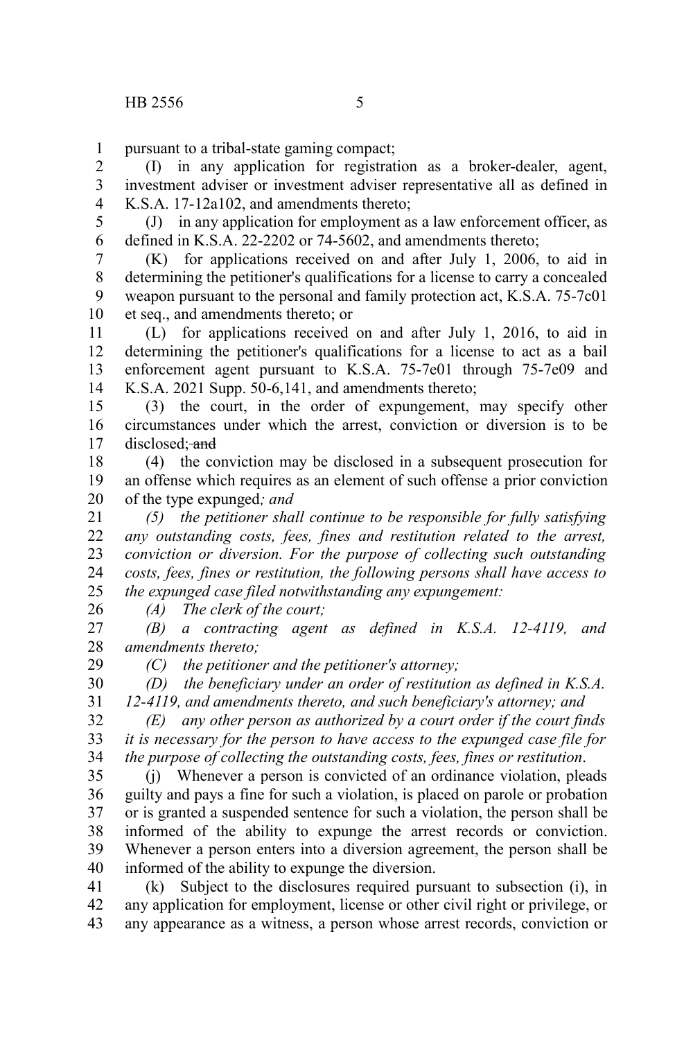pursuant to a tribal-state gaming compact;

(I) in any application for registration as a broker-dealer, agent, investment adviser or investment adviser representative all as defined in K.S.A. 17-12a102, and amendments thereto;

(J) in any application for employment as a law enforcement officer, as defined in K.S.A. 22-2202 or 74-5602, and amendments thereto;

(K) for applications received on and after July 1, 2006, to aid in determining the petitioner's qualifications for a license to carry a concealed weapon pursuant to the personal and family protection act, K.S.A. 75-7c01 et seq., and amendments thereto; or

(L) for applications received on and after July 1, 2016, to aid in determining the petitioner's qualifications for a license to act as a bail enforcement agent pursuant to K.S.A. 75-7e01 through 75-7e09 and K.S.A. 2021 Supp. 50-6,141, and amendments thereto;

(3) the court, in the order of expungement, may specify other circumstances under which the arrest, conviction or diversion is to be disclosed; ~~and~~

(4) the conviction may be disclosed in a subsequent prosecution for an offense which requires as an element of such offense a prior conviction of the type expunged*; and*

*(5) the petitioner shall continue to be responsible for fully satisfying any outstanding costs, fees, fines and restitution related to the arrest, conviction or diversion. For the purpose of collecting such outstanding costs, fees, fines or restitution, the following persons shall have access to the expunged case filed notwithstanding any expungement:*

*(A) The clerk of the court;*

*(B) a contracting agent as defined in K.S.A. 12-4119, and amendments thereto;*

*(C) the petitioner and the petitioner's attorney;*

*(D) the beneficiary under an order of restitution as defined in K.S.A. 12-4119, and amendments thereto, and such beneficiary's attorney; and*

*(E) any other person as authorized by a court order if the court finds it is necessary for the person to have access to the expunged case file for the purpose of collecting the outstanding costs, fees, fines or restitution*.

(j) Whenever a person is convicted of an ordinance violation, pleads guilty and pays a fine for such a violation, is placed on parole or probation or is granted a suspended sentence for such a violation, the person shall be informed of the ability to expunge the arrest records or conviction. Whenever a person enters into a diversion agreement, the person shall be informed of the ability to expunge the diversion.

(k) Subject to the disclosures required pursuant to subsection (i), in any application for employment, license or other civil right or privilege, or any appearance as a witness, a person whose arrest records, conviction or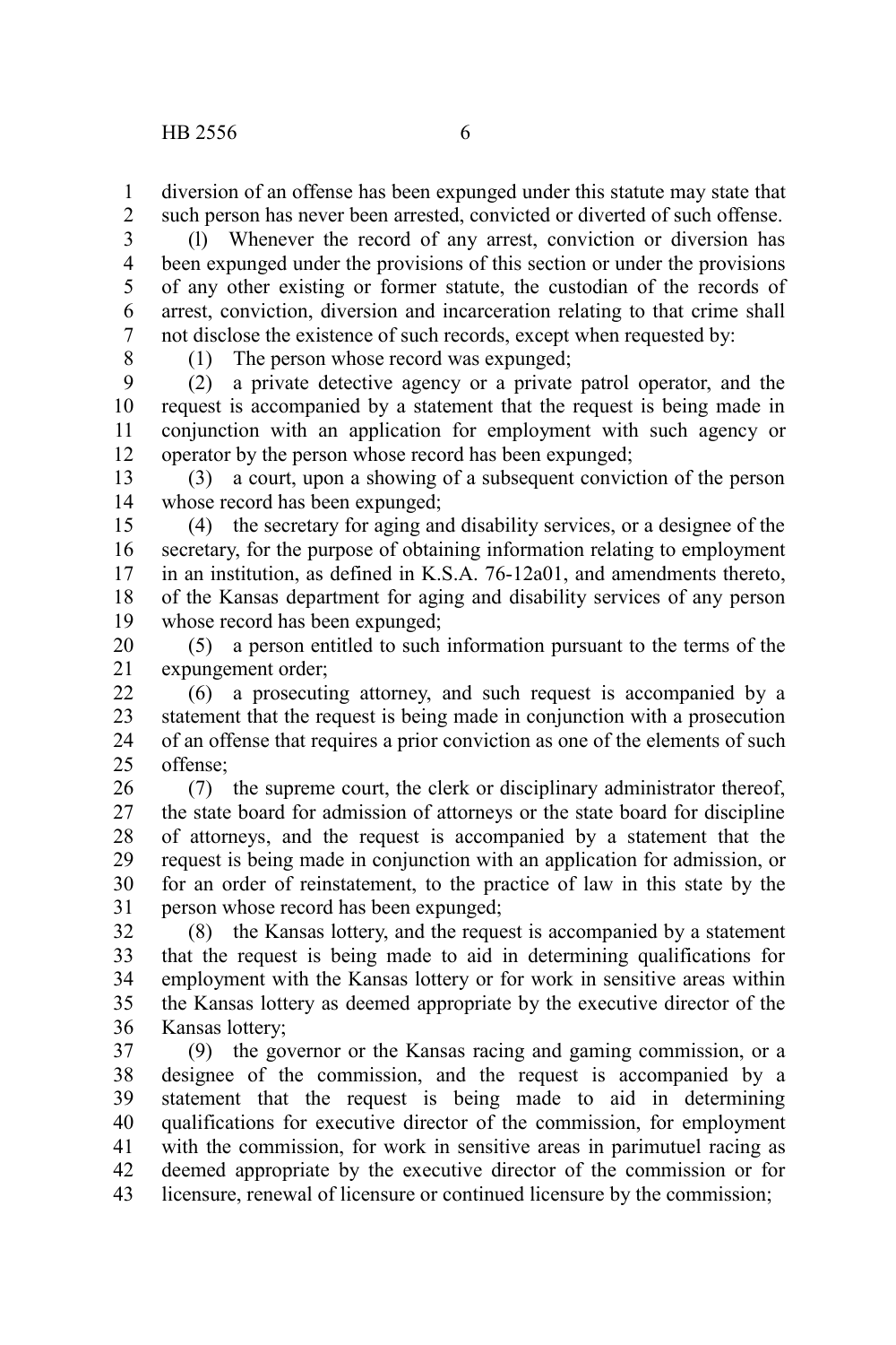diversion of an offense has been expunged under this statute may state that such person has never been arrested, convicted or diverted of such offense.

(l) Whenever the record of any arrest, conviction or diversion has been expunged under the provisions of this section or under the provisions of any other existing or former statute, the custodian of the records of arrest, conviction, diversion and incarceration relating to that crime shall not disclose the existence of such records, except when requested by:

(1) The person whose record was expunged;

(2) a private detective agency or a private patrol operator, and the request is accompanied by a statement that the request is being made in conjunction with an application for employment with such agency or operator by the person whose record has been expunged;

(3) a court, upon a showing of a subsequent conviction of the person whose record has been expunged;

(4) the secretary for aging and disability services, or a designee of the secretary, for the purpose of obtaining information relating to employment in an institution, as defined in K.S.A. 76-12a01, and amendments thereto, of the Kansas department for aging and disability services of any person whose record has been expunged;

(5) a person entitled to such information pursuant to the terms of the expungement order;

(6) a prosecuting attorney, and such request is accompanied by a statement that the request is being made in conjunction with a prosecution of an offense that requires a prior conviction as one of the elements of such offense;

(7) the supreme court, the clerk or disciplinary administrator thereof, the state board for admission of attorneys or the state board for discipline of attorneys, and the request is accompanied by a statement that the request is being made in conjunction with an application for admission, or for an order of reinstatement, to the practice of law in this state by the person whose record has been expunged;

(8) the Kansas lottery, and the request is accompanied by a statement that the request is being made to aid in determining qualifications for employment with the Kansas lottery or for work in sensitive areas within the Kansas lottery as deemed appropriate by the executive director of the Kansas lottery;

(9) the governor or the Kansas racing and gaming commission, or a designee of the commission, and the request is accompanied by a statement that the request is being made to aid in determining qualifications for executive director of the commission, for employment with the commission, for work in sensitive areas in parimutuel racing as deemed appropriate by the executive director of the commission or for licensure, renewal of licensure or continued licensure by the commission;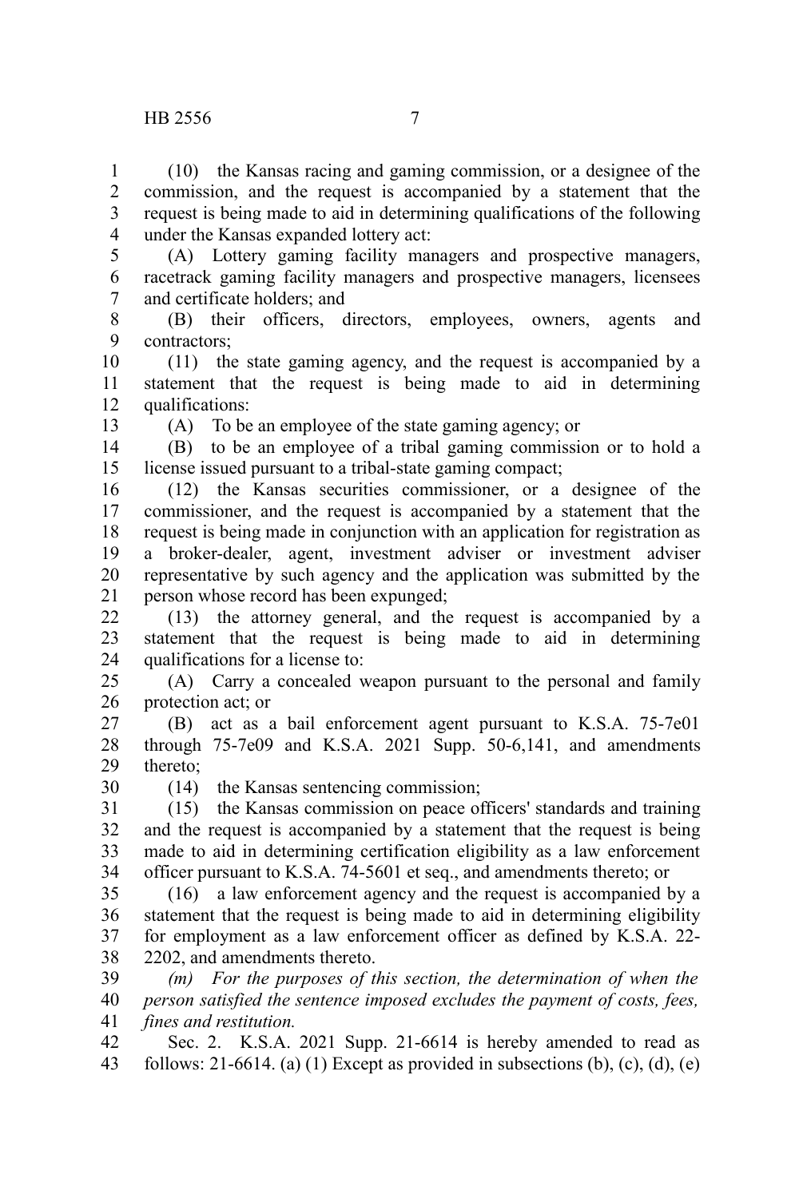(10) the Kansas racing and gaming commission, or a designee of the commission, and the request is accompanied by a statement that the request is being made to aid in determining qualifications of the following under the Kansas expanded lottery act:

(A) Lottery gaming facility managers and prospective managers, racetrack gaming facility managers and prospective managers, licensees and certificate holders; and

(B) their officers, directors, employees, owners, agents and contractors;

(11) the state gaming agency, and the request is accompanied by a statement that the request is being made to aid in determining qualifications:

(A) To be an employee of the state gaming agency; or

(B) to be an employee of a tribal gaming commission or to hold a license issued pursuant to a tribal-state gaming compact;

(12) the Kansas securities commissioner, or a designee of the commissioner, and the request is accompanied by a statement that the request is being made in conjunction with an application for registration as a broker-dealer, agent, investment adviser or investment adviser representative by such agency and the application was submitted by the person whose record has been expunged;

(13) the attorney general, and the request is accompanied by a statement that the request is being made to aid in determining qualifications for a license to:

(A) Carry a concealed weapon pursuant to the personal and family protection act; or

(B) act as a bail enforcement agent pursuant to K.S.A. 75-7e01 through 75-7e09 and K.S.A. 2021 Supp. 50-6,141, and amendments thereto;

(14) the Kansas sentencing commission;

(15) the Kansas commission on peace officers' standards and training and the request is accompanied by a statement that the request is being made to aid in determining certification eligibility as a law enforcement officer pursuant to K.S.A. 74-5601 et seq., and amendments thereto; or

(16) a law enforcement agency and the request is accompanied by a statement that the request is being made to aid in determining eligibility for employment as a law enforcement officer as defined by K.S.A. 22-2202, and amendments thereto.

*(m) For the purposes of this section, the determination of when the person satisfied the sentence imposed excludes the payment of costs, fees, fines and restitution.*

Sec. 2. K.S.A. 2021 Supp. 21-6614 is hereby amended to read as follows: 21-6614. (a) (1) Except as provided in subsections (b), (c), (d), (e)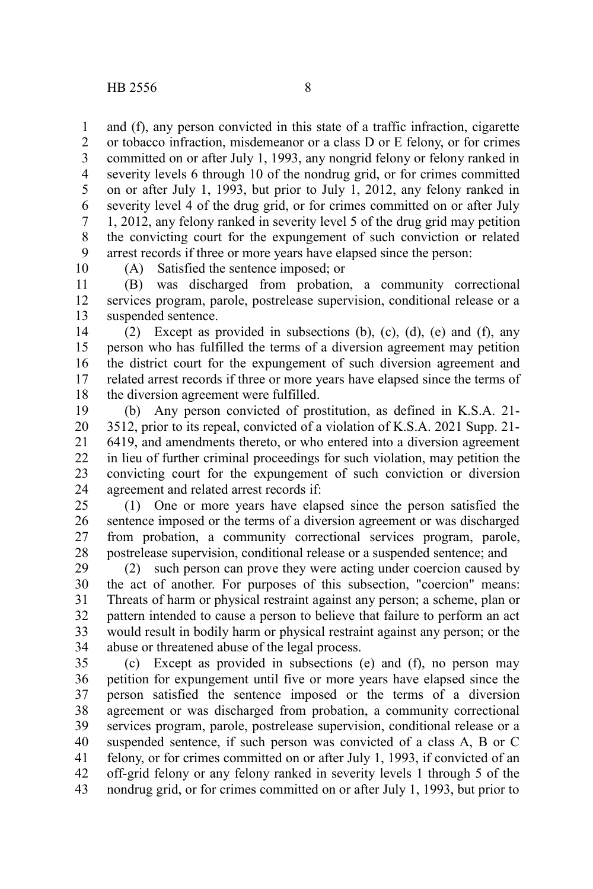and (f), any person convicted in this state of a traffic infraction, cigarette or tobacco infraction, misdemeanor or a class D or E felony, or for crimes committed on or after July 1, 1993, any nongrid felony or felony ranked in severity levels 6 through 10 of the nondrug grid, or for crimes committed on or after July 1, 1993, but prior to July 1, 2012, any felony ranked in severity level 4 of the drug grid, or for crimes committed on or after July 1, 2012, any felony ranked in severity level 5 of the drug grid may petition the convicting court for the expungement of such conviction or related arrest records if three or more years have elapsed since the person:

(A) Satisfied the sentence imposed; or

(B) was discharged from probation, a community correctional services program, parole, postrelease supervision, conditional release or a suspended sentence.

(2) Except as provided in subsections (b), (c), (d), (e) and (f), any person who has fulfilled the terms of a diversion agreement may petition the district court for the expungement of such diversion agreement and related arrest records if three or more years have elapsed since the terms of the diversion agreement were fulfilled.

(b) Any person convicted of prostitution, as defined in K.S.A. 21-3512, prior to its repeal, convicted of a violation of K.S.A. 2021 Supp. 21-6419, and amendments thereto, or who entered into a diversion agreement in lieu of further criminal proceedings for such violation, may petition the convicting court for the expungement of such conviction or diversion agreement and related arrest records if:

(1) One or more years have elapsed since the person satisfied the sentence imposed or the terms of a diversion agreement or was discharged from probation, a community correctional services program, parole, postrelease supervision, conditional release or a suspended sentence; and

(2) such person can prove they were acting under coercion caused by the act of another. For purposes of this subsection, "coercion" means: Threats of harm or physical restraint against any person; a scheme, plan or pattern intended to cause a person to believe that failure to perform an act would result in bodily harm or physical restraint against any person; or the abuse or threatened abuse of the legal process.

(c) Except as provided in subsections (e) and (f), no person may petition for expungement until five or more years have elapsed since the person satisfied the sentence imposed or the terms of a diversion agreement or was discharged from probation, a community correctional services program, parole, postrelease supervision, conditional release or a suspended sentence, if such person was convicted of a class A, B or C felony, or for crimes committed on or after July 1, 1993, if convicted of an off-grid felony or any felony ranked in severity levels 1 through 5 of the nondrug grid, or for crimes committed on or after July 1, 1993, but prior to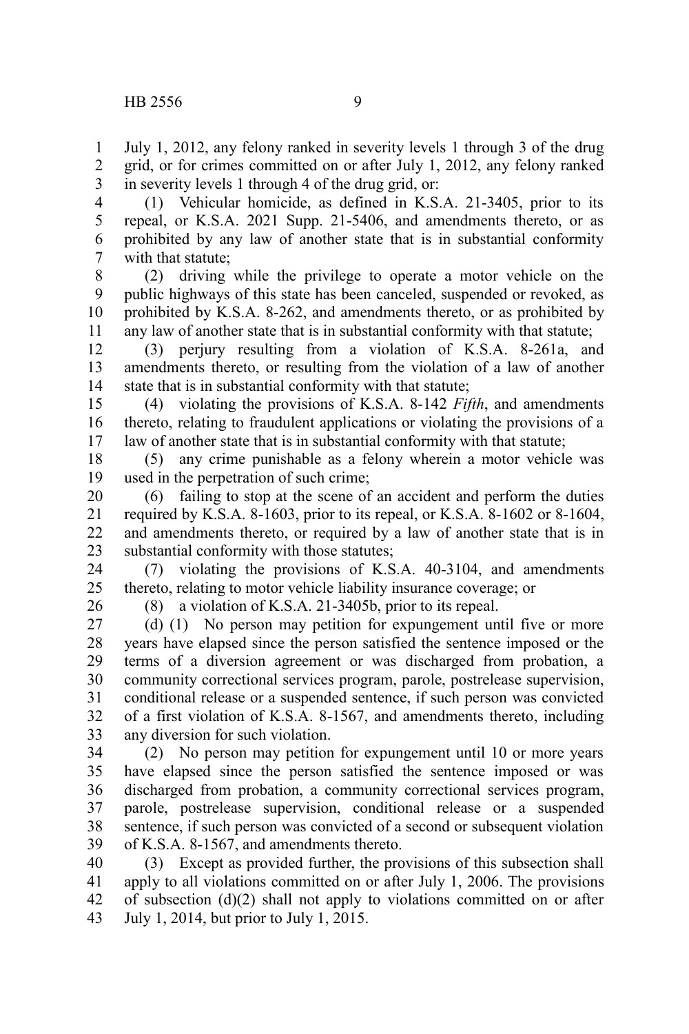July 1, 2012, any felony ranked in severity levels 1 through 3 of the drug grid, or for crimes committed on or after July 1, 2012, any felony ranked in severity levels 1 through 4 of the drug grid, or:

(1) Vehicular homicide, as defined in K.S.A. 21-3405, prior to its repeal, or K.S.A. 2021 Supp. 21-5406, and amendments thereto, or as prohibited by any law of another state that is in substantial conformity with that statute;

(2) driving while the privilege to operate a motor vehicle on the public highways of this state has been canceled, suspended or revoked, as prohibited by K.S.A. 8-262, and amendments thereto, or as prohibited by any law of another state that is in substantial conformity with that statute;

(3) perjury resulting from a violation of K.S.A. 8-261a, and amendments thereto, or resulting from the violation of a law of another state that is in substantial conformity with that statute;

(4) violating the provisions of K.S.A. 8-142 *Fifth*, and amendments thereto, relating to fraudulent applications or violating the provisions of a law of another state that is in substantial conformity with that statute;

(5) any crime punishable as a felony wherein a motor vehicle was used in the perpetration of such crime;

(6) failing to stop at the scene of an accident and perform the duties required by K.S.A. 8-1603, prior to its repeal, or K.S.A. 8-1602 or 8-1604, and amendments thereto, or required by a law of another state that is in substantial conformity with those statutes;

(7) violating the provisions of K.S.A. 40-3104, and amendments thereto, relating to motor vehicle liability insurance coverage; or

(8) a violation of K.S.A. 21-3405b, prior to its repeal.

(d) (1) No person may petition for expungement until five or more years have elapsed since the person satisfied the sentence imposed or the terms of a diversion agreement or was discharged from probation, a community correctional services program, parole, postrelease supervision, conditional release or a suspended sentence, if such person was convicted of a first violation of K.S.A. 8-1567, and amendments thereto, including any diversion for such violation.

(2) No person may petition for expungement until 10 or more years have elapsed since the person satisfied the sentence imposed or was discharged from probation, a community correctional services program, parole, postrelease supervision, conditional release or a suspended sentence, if such person was convicted of a second or subsequent violation of K.S.A. 8-1567, and amendments thereto.

(3) Except as provided further, the provisions of this subsection shall apply to all violations committed on or after July 1, 2006. The provisions of subsection (d)(2) shall not apply to violations committed on or after July 1, 2014, but prior to July 1, 2015.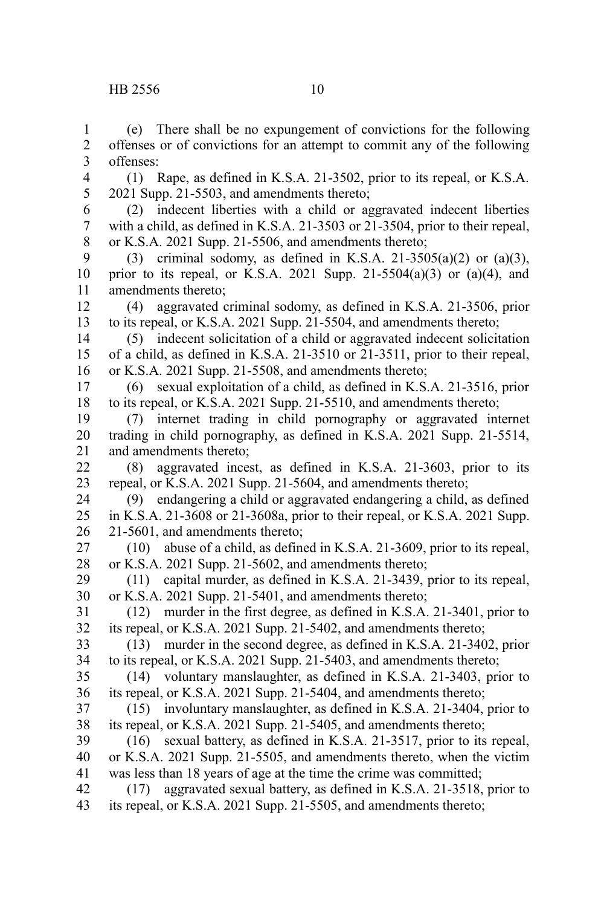(e) There shall be no expungement of convictions for the following offenses or of convictions for an attempt to commit any of the following offenses:

(1) Rape, as defined in K.S.A. 21-3502, prior to its repeal, or K.S.A. 2021 Supp. 21-5503, and amendments thereto;

(2) indecent liberties with a child or aggravated indecent liberties with a child, as defined in K.S.A. 21-3503 or 21-3504, prior to their repeal, or K.S.A. 2021 Supp. 21-5506, and amendments thereto;

(3) criminal sodomy, as defined in K.S.A. 21-3505(a)(2) or (a)(3), prior to its repeal, or K.S.A. 2021 Supp. 21-5504(a)(3) or (a)(4), and amendments thereto;

(4) aggravated criminal sodomy, as defined in K.S.A. 21-3506, prior to its repeal, or K.S.A. 2021 Supp. 21-5504, and amendments thereto;

(5) indecent solicitation of a child or aggravated indecent solicitation of a child, as defined in K.S.A. 21-3510 or 21-3511, prior to their repeal, or K.S.A. 2021 Supp. 21-5508, and amendments thereto;

(6) sexual exploitation of a child, as defined in K.S.A. 21-3516, prior to its repeal, or K.S.A. 2021 Supp. 21-5510, and amendments thereto;

(7) internet trading in child pornography or aggravated internet trading in child pornography, as defined in K.S.A. 2021 Supp. 21-5514, and amendments thereto;

(8) aggravated incest, as defined in K.S.A. 21-3603, prior to its repeal, or K.S.A. 2021 Supp. 21-5604, and amendments thereto;

(9) endangering a child or aggravated endangering a child, as defined in K.S.A. 21-3608 or 21-3608a, prior to their repeal, or K.S.A. 2021 Supp. 21-5601, and amendments thereto;

(10) abuse of a child, as defined in K.S.A. 21-3609, prior to its repeal, or K.S.A. 2021 Supp. 21-5602, and amendments thereto;

(11) capital murder, as defined in K.S.A. 21-3439, prior to its repeal, or K.S.A. 2021 Supp. 21-5401, and amendments thereto;

(12) murder in the first degree, as defined in K.S.A. 21-3401, prior to its repeal, or K.S.A. 2021 Supp. 21-5402, and amendments thereto;

(13) murder in the second degree, as defined in K.S.A. 21-3402, prior to its repeal, or K.S.A. 2021 Supp. 21-5403, and amendments thereto;

(14) voluntary manslaughter, as defined in K.S.A. 21-3403, prior to its repeal, or K.S.A. 2021 Supp. 21-5404, and amendments thereto;

(15) involuntary manslaughter, as defined in K.S.A. 21-3404, prior to its repeal, or K.S.A. 2021 Supp. 21-5405, and amendments thereto;

(16) sexual battery, as defined in K.S.A. 21-3517, prior to its repeal, or K.S.A. 2021 Supp. 21-5505, and amendments thereto, when the victim was less than 18 years of age at the time the crime was committed;

(17) aggravated sexual battery, as defined in K.S.A. 21-3518, prior to its repeal, or K.S.A. 2021 Supp. 21-5505, and amendments thereto;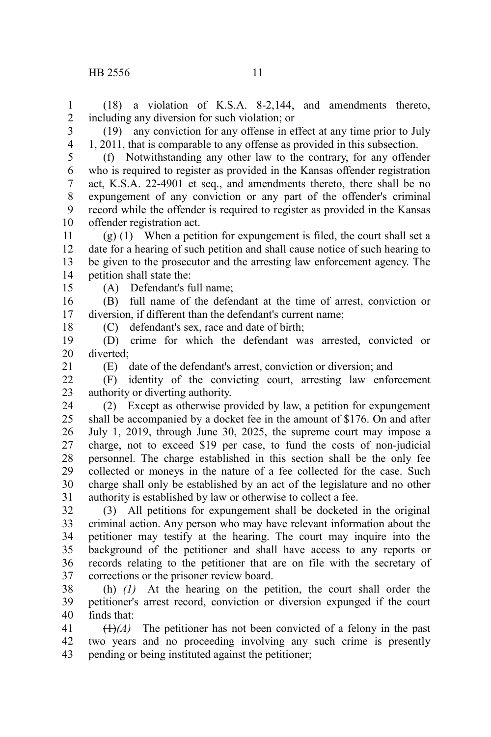(18) a violation of K.S.A. 8-2,144, and amendments thereto, including any diversion for such violation; or

(19) any conviction for any offense in effect at any time prior to July 1, 2011, that is comparable to any offense as provided in this subsection.

(f) Notwithstanding any other law to the contrary, for any offender who is required to register as provided in the Kansas offender registration act, K.S.A. 22-4901 et seq., and amendments thereto, there shall be no expungement of any conviction or any part of the offender's criminal record while the offender is required to register as provided in the Kansas offender registration act.

(g) (1) When a petition for expungement is filed, the court shall set a date for a hearing of such petition and shall cause notice of such hearing to be given to the prosecutor and the arresting law enforcement agency. The petition shall state the:

(A) Defendant's full name;

(B) full name of the defendant at the time of arrest, conviction or diversion, if different than the defendant's current name;

(C) defendant's sex, race and date of birth;

(D) crime for which the defendant was arrested, convicted or diverted;

(E) date of the defendant's arrest, conviction or diversion; and

(F) identity of the convicting court, arresting law enforcement authority or diverting authority.

(2) Except as otherwise provided by law, a petition for expungement shall be accompanied by a docket fee in the amount of $176. On and after July 1, 2019, through June 30, 2025, the supreme court may impose a charge, not to exceed $19 per case, to fund the costs of non-judicial personnel. The charge established in this section shall be the only fee collected or moneys in the nature of a fee collected for the case. Such charge shall only be established by an act of the legislature and no other authority is established by law or otherwise to collect a fee.

(3) All petitions for expungement shall be docketed in the original criminal action. Any person who may have relevant information about the petitioner may testify at the hearing. The court may inquire into the background of the petitioner and shall have access to any reports or records relating to the petitioner that are on file with the secretary of corrections or the prisoner review board.

(h) *(1)* At the hearing on the petition, the court shall order the petitioner's arrest record, conviction or diversion expunged if the court finds that:

~~(1)~~*(A)* The petitioner has not been convicted of a felony in the past two years and no proceeding involving any such crime is presently pending or being instituted against the petitioner;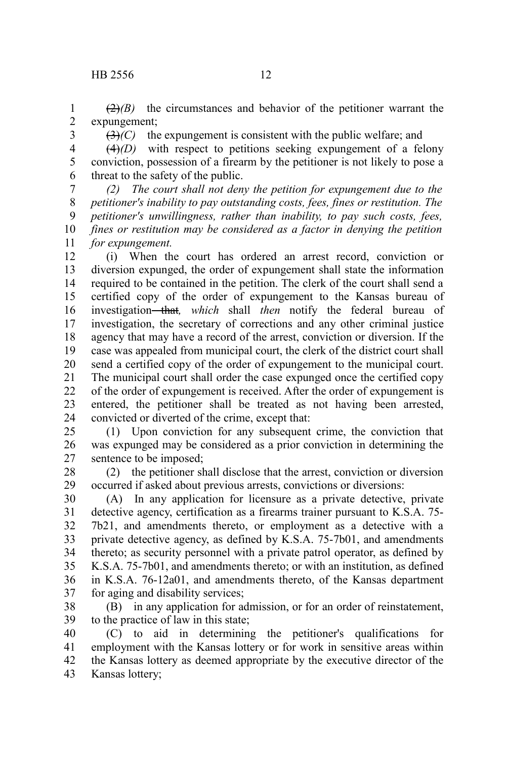~~(2)~~*(B)* the circumstances and behavior of the petitioner warrant the expungement;

~~(3)~~*(C)* the expungement is consistent with the public welfare; and

~~(4)~~*(D)* with respect to petitions seeking expungement of a felony conviction, possession of a firearm by the petitioner is not likely to pose a threat to the safety of the public.

*(2) The court shall not deny the petition for expungement due to the petitioner's inability to pay outstanding costs, fees, fines or restitution. The petitioner's unwillingness, rather than inability, to pay such costs, fees, fines or restitution may be considered as a factor in denying the petition for expungement.*

(i) When the court has ordered an arrest record, conviction or diversion expunged, the order of expungement shall state the information required to be contained in the petition. The clerk of the court shall send a certified copy of the order of expungement to the Kansas bureau of investigation ~~that~~*, which* shall *then* notify the federal bureau of investigation, the secretary of corrections and any other criminal justice agency that may have a record of the arrest, conviction or diversion. If the case was appealed from municipal court, the clerk of the district court shall send a certified copy of the order of expungement to the municipal court. The municipal court shall order the case expunged once the certified copy of the order of expungement is received. After the order of expungement is entered, the petitioner shall be treated as not having been arrested, convicted or diverted of the crime, except that:

(1) Upon conviction for any subsequent crime, the conviction that was expunged may be considered as a prior conviction in determining the sentence to be imposed;

(2) the petitioner shall disclose that the arrest, conviction or diversion occurred if asked about previous arrests, convictions or diversions:

(A) In any application for licensure as a private detective, private detective agency, certification as a firearms trainer pursuant to K.S.A. 75-7b21, and amendments thereto, or employment as a detective with a private detective agency, as defined by K.S.A. 75-7b01, and amendments thereto; as security personnel with a private patrol operator, as defined by K.S.A. 75-7b01, and amendments thereto; or with an institution, as defined in K.S.A. 76-12a01, and amendments thereto, of the Kansas department for aging and disability services;

(B) in any application for admission, or for an order of reinstatement, to the practice of law in this state;

(C) to aid in determining the petitioner's qualifications for employment with the Kansas lottery or for work in sensitive areas within the Kansas lottery as deemed appropriate by the executive director of the Kansas lottery;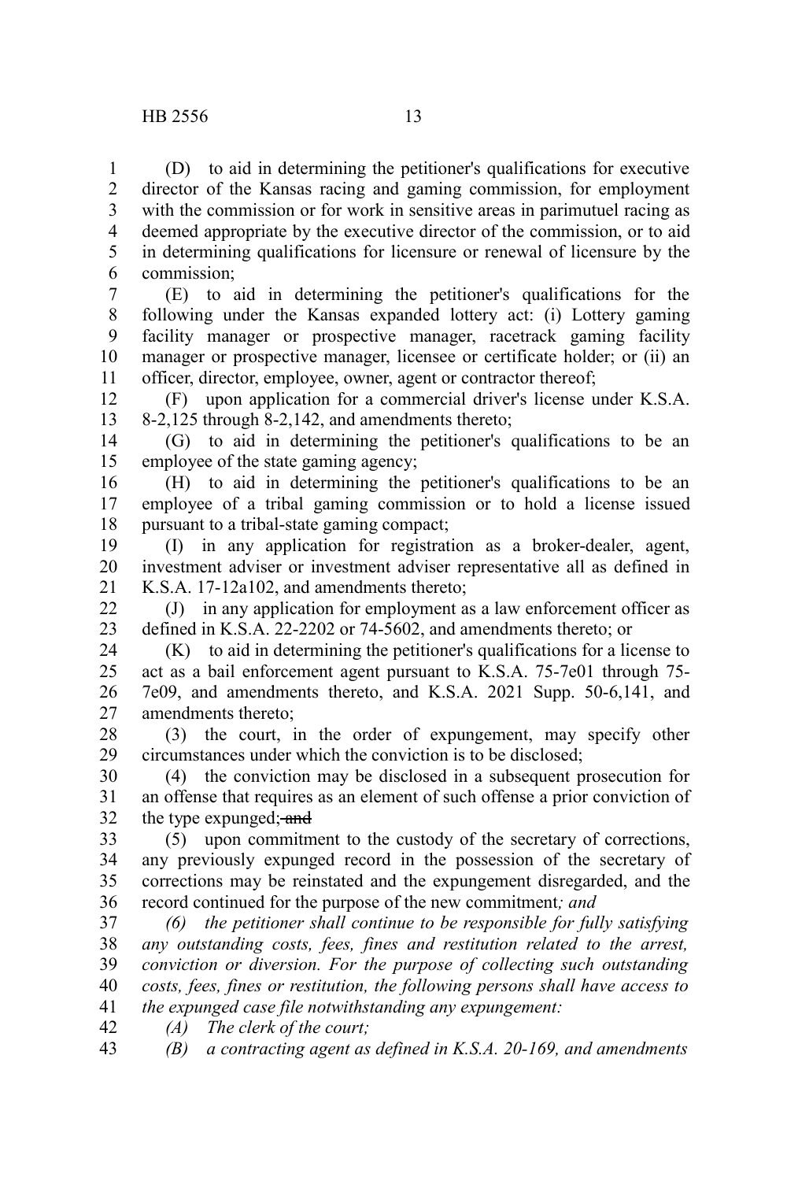(D) to aid in determining the petitioner's qualifications for executive director of the Kansas racing and gaming commission, for employment with the commission or for work in sensitive areas in parimutuel racing as deemed appropriate by the executive director of the commission, or to aid in determining qualifications for licensure or renewal of licensure by the commission;

(E) to aid in determining the petitioner's qualifications for the following under the Kansas expanded lottery act: (i) Lottery gaming facility manager or prospective manager, racetrack gaming facility manager or prospective manager, licensee or certificate holder; or (ii) an officer, director, employee, owner, agent or contractor thereof;

(F) upon application for a commercial driver's license under K.S.A. 8-2,125 through 8-2,142, and amendments thereto;

(G) to aid in determining the petitioner's qualifications to be an employee of the state gaming agency;

(H) to aid in determining the petitioner's qualifications to be an employee of a tribal gaming commission or to hold a license issued pursuant to a tribal-state gaming compact;

(I) in any application for registration as a broker-dealer, agent, investment adviser or investment adviser representative all as defined in K.S.A. 17-12a102, and amendments thereto;

(J) in any application for employment as a law enforcement officer as defined in K.S.A. 22-2202 or 74-5602, and amendments thereto; or

(K) to aid in determining the petitioner's qualifications for a license to act as a bail enforcement agent pursuant to K.S.A. 75-7e01 through 75-7e09, and amendments thereto, and K.S.A. 2021 Supp. 50-6,141, and amendments thereto;

(3) the court, in the order of expungement, may specify other circumstances under which the conviction is to be disclosed;

(4) the conviction may be disclosed in a subsequent prosecution for an offense that requires as an element of such offense a prior conviction of the type expunged; ~~and~~

(5) upon commitment to the custody of the secretary of corrections, any previously expunged record in the possession of the secretary of corrections may be reinstated and the expungement disregarded, and the record continued for the purpose of the new commitment*; and*

*(6) the petitioner shall continue to be responsible for fully satisfying any outstanding costs, fees, fines and restitution related to the arrest, conviction or diversion. For the purpose of collecting such outstanding costs, fees, fines or restitution, the following persons shall have access to the expunged case file notwithstanding any expungement:*

*(A) The clerk of the court;*

*(B) a contracting agent as defined in K.S.A. 20-169, and amendments*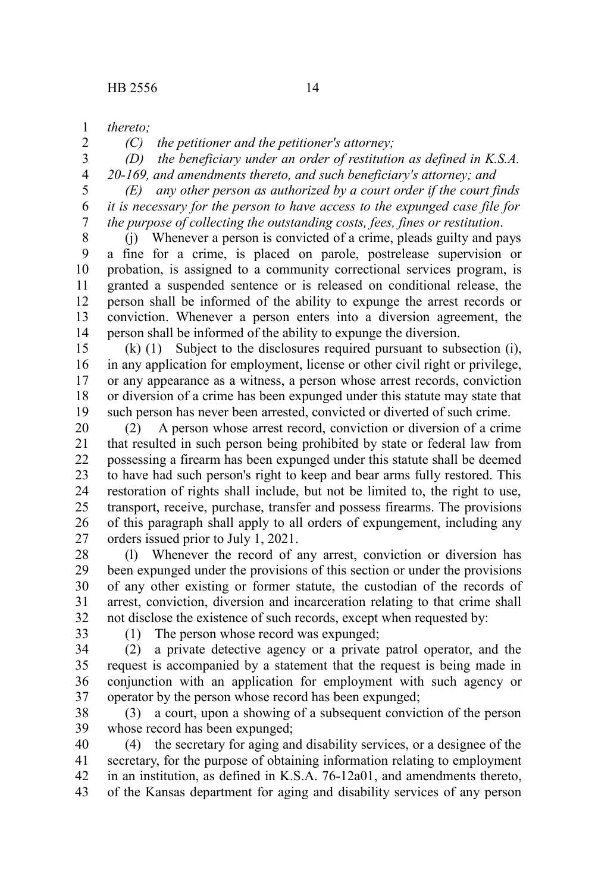*thereto;*

*(C) the petitioner and the petitioner's attorney;*

*(D) the beneficiary under an order of restitution as defined in K.S.A. 20-169, and amendments thereto, and such beneficiary's attorney; and*

*(E) any other person as authorized by a court order if the court finds it is necessary for the person to have access to the expunged case file for the purpose of collecting the outstanding costs, fees, fines or restitution*.

(j) Whenever a person is convicted of a crime, pleads guilty and pays a fine for a crime, is placed on parole, postrelease supervision or probation, is assigned to a community correctional services program, is granted a suspended sentence or is released on conditional release, the person shall be informed of the ability to expunge the arrest records or conviction. Whenever a person enters into a diversion agreement, the person shall be informed of the ability to expunge the diversion.

(k) (1) Subject to the disclosures required pursuant to subsection (i), in any application for employment, license or other civil right or privilege, or any appearance as a witness, a person whose arrest records, conviction or diversion of a crime has been expunged under this statute may state that such person has never been arrested, convicted or diverted of such crime.

(2) A person whose arrest record, conviction or diversion of a crime that resulted in such person being prohibited by state or federal law from possessing a firearm has been expunged under this statute shall be deemed to have had such person's right to keep and bear arms fully restored. This restoration of rights shall include, but not be limited to, the right to use, transport, receive, purchase, transfer and possess firearms. The provisions of this paragraph shall apply to all orders of expungement, including any orders issued prior to July 1, 2021.

(l) Whenever the record of any arrest, conviction or diversion has been expunged under the provisions of this section or under the provisions of any other existing or former statute, the custodian of the records of arrest, conviction, diversion and incarceration relating to that crime shall not disclose the existence of such records, except when requested by:

(1) The person whose record was expunged;

(2) a private detective agency or a private patrol operator, and the request is accompanied by a statement that the request is being made in conjunction with an application for employment with such agency or operator by the person whose record has been expunged;

(3) a court, upon a showing of a subsequent conviction of the person whose record has been expunged;

(4) the secretary for aging and disability services, or a designee of the secretary, for the purpose of obtaining information relating to employment in an institution, as defined in K.S.A. 76-12a01, and amendments thereto, of the Kansas department for aging and disability services of any person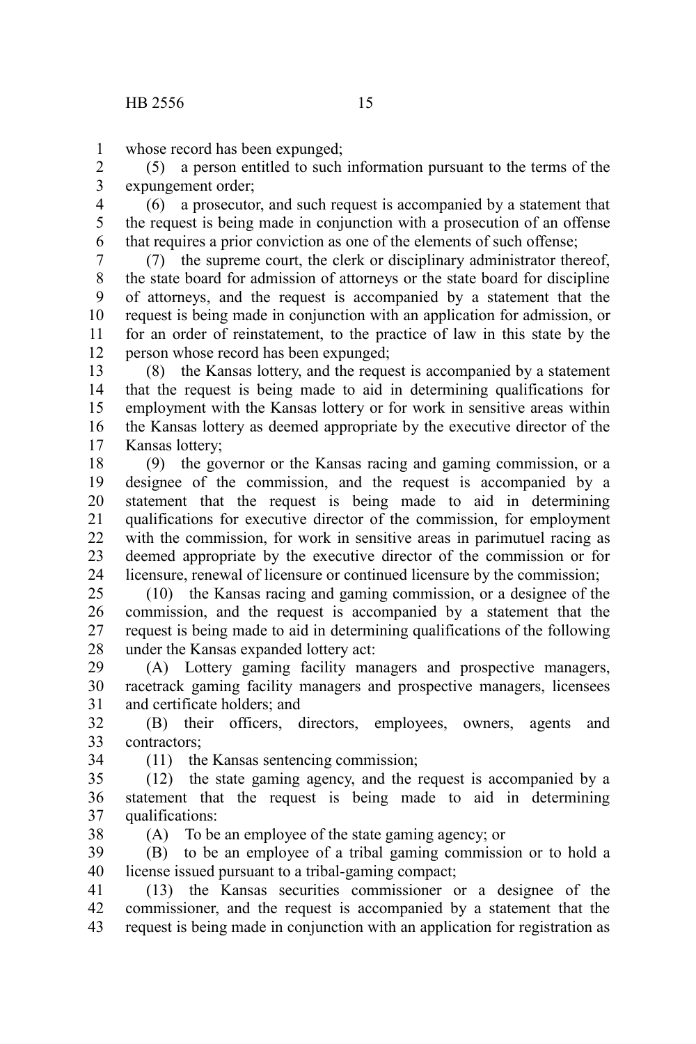whose record has been expunged;

(5) a person entitled to such information pursuant to the terms of the expungement order;

(6) a prosecutor, and such request is accompanied by a statement that the request is being made in conjunction with a prosecution of an offense that requires a prior conviction as one of the elements of such offense;

(7) the supreme court, the clerk or disciplinary administrator thereof, the state board for admission of attorneys or the state board for discipline of attorneys, and the request is accompanied by a statement that the request is being made in conjunction with an application for admission, or for an order of reinstatement, to the practice of law in this state by the person whose record has been expunged;

(8) the Kansas lottery, and the request is accompanied by a statement that the request is being made to aid in determining qualifications for employment with the Kansas lottery or for work in sensitive areas within the Kansas lottery as deemed appropriate by the executive director of the Kansas lottery;

(9) the governor or the Kansas racing and gaming commission, or a designee of the commission, and the request is accompanied by a statement that the request is being made to aid in determining qualifications for executive director of the commission, for employment with the commission, for work in sensitive areas in parimutuel racing as deemed appropriate by the executive director of the commission or for licensure, renewal of licensure or continued licensure by the commission;

(10) the Kansas racing and gaming commission, or a designee of the commission, and the request is accompanied by a statement that the request is being made to aid in determining qualifications of the following under the Kansas expanded lottery act:

(A) Lottery gaming facility managers and prospective managers, racetrack gaming facility managers and prospective managers, licensees and certificate holders; and

(B) their officers, directors, employees, owners, agents and contractors;

(11) the Kansas sentencing commission;

(12) the state gaming agency, and the request is accompanied by a statement that the request is being made to aid in determining qualifications:

(A) To be an employee of the state gaming agency; or

(B) to be an employee of a tribal gaming commission or to hold a license issued pursuant to a tribal-gaming compact;

(13) the Kansas securities commissioner or a designee of the commissioner, and the request is accompanied by a statement that the request is being made in conjunction with an application for registration as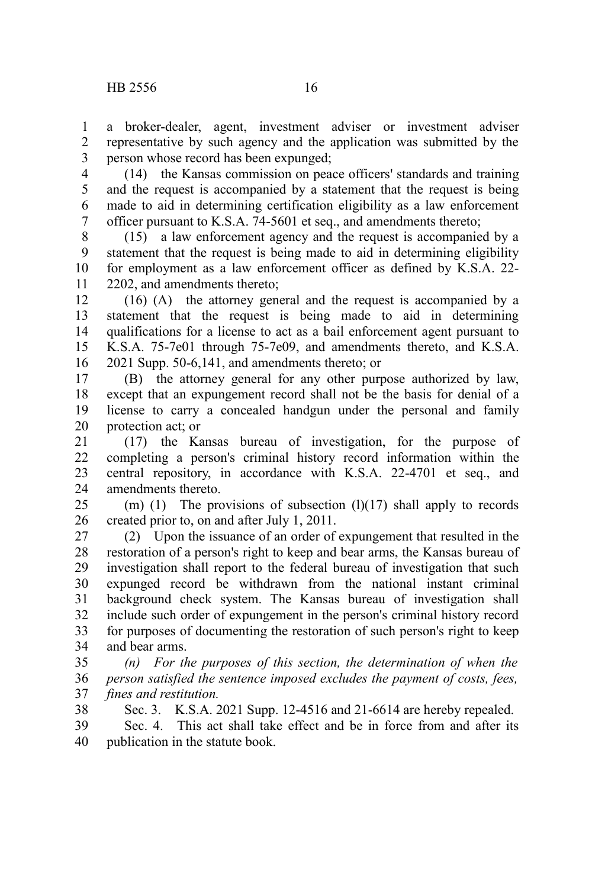a broker-dealer, agent, investment adviser or investment adviser representative by such agency and the application was submitted by the person whose record has been expunged;

(14) the Kansas commission on peace officers' standards and training and the request is accompanied by a statement that the request is being made to aid in determining certification eligibility as a law enforcement officer pursuant to K.S.A. 74-5601 et seq., and amendments thereto;

(15) a law enforcement agency and the request is accompanied by a statement that the request is being made to aid in determining eligibility for employment as a law enforcement officer as defined by K.S.A. 22-2202, and amendments thereto;

(16) (A) the attorney general and the request is accompanied by a statement that the request is being made to aid in determining qualifications for a license to act as a bail enforcement agent pursuant to K.S.A. 75-7e01 through 75-7e09, and amendments thereto, and K.S.A. 2021 Supp. 50-6,141, and amendments thereto; or

(B) the attorney general for any other purpose authorized by law, except that an expungement record shall not be the basis for denial of a license to carry a concealed handgun under the personal and family protection act; or

(17) the Kansas bureau of investigation, for the purpose of completing a person's criminal history record information within the central repository, in accordance with K.S.A. 22-4701 et seq., and amendments thereto.

(m) (1) The provisions of subsection (l)(17) shall apply to records created prior to, on and after July 1, 2011.

(2) Upon the issuance of an order of expungement that resulted in the restoration of a person's right to keep and bear arms, the Kansas bureau of investigation shall report to the federal bureau of investigation that such expunged record be withdrawn from the national instant criminal background check system. The Kansas bureau of investigation shall include such order of expungement in the person's criminal history record for purposes of documenting the restoration of such person's right to keep and bear arms.

*(n) For the purposes of this section, the determination of when the person satisfied the sentence imposed excludes the payment of costs, fees, fines and restitution.*

Sec. 3. K.S.A. 2021 Supp. 12-4516 and 21-6614 are hereby repealed.

Sec. 4. This act shall take effect and be in force from and after its publication in the statute book.